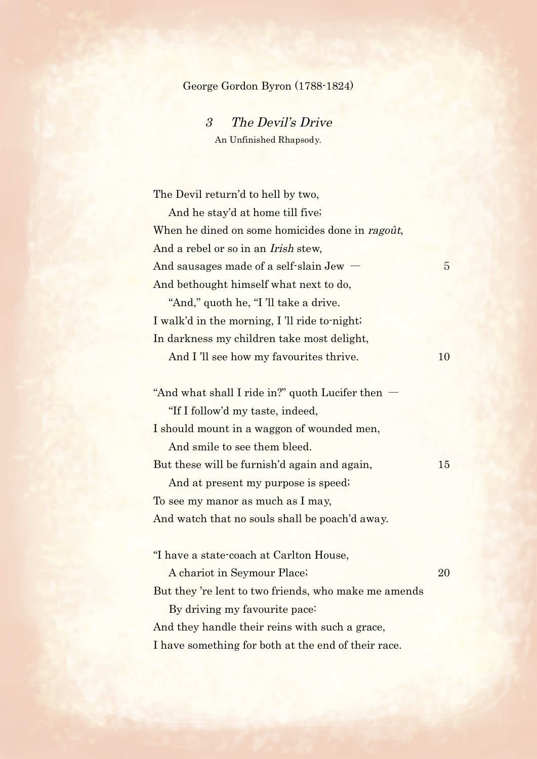George Gordon Byron (1788-1824)

## *3 The Devil's Drive*

An Unfinished Rhapsody.

The Devil return'd to hell by two,  
  And he stay'd at home till five;  
When he dined on some homicides done in *ragoût*,  
And a rebel or so in an *Irish* stew,  
And sausages made of a self-slain Jew —   5  
And bethought himself what next to do,  
  "And," quoth he, "I 'll take a drive.  
I walk'd in the morning, I 'll ride to-night;  
In darkness my children take most delight,  
  And I 'll see how my favourites thrive.   10

"And what shall I ride in?" quoth Lucifer then —  
  "If I follow'd my taste, indeed,  
I should mount in a waggon of wounded men,  
  And smile to see them bleed.  
But these will be furnish'd again and again,   15  
  And at present my purpose is speed;  
To see my manor as much as I may,  
And watch that no souls shall be poach'd away.

"I have a state-coach at Carlton House,  
  A chariot in Seymour Place;   20  
But they 're lent to two friends, who make me amends  
  By driving my favourite pace:  
And they handle their reins with such a grace,  
I have something for both at the end of their race.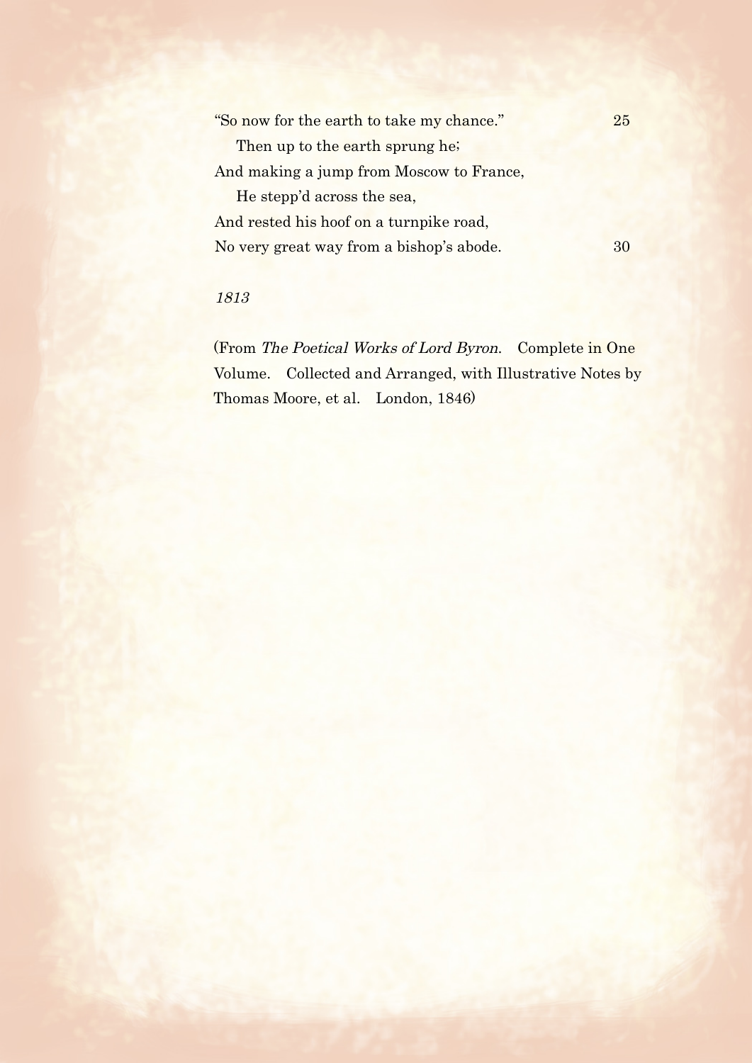"So now for the earth to take my chance."                    25
    Then up to the earth sprung he;
And making a jump from Moscow to France,
    He stepp'd across the sea,
And rested his hoof on a turnpike road,
No very great way from a bishop's abode.                    30

*1813*

(From *The Poetical Works of Lord Byron*.  Complete in One Volume.  Collected and Arranged, with Illustrative Notes by Thomas Moore, et al.  London, 1846)